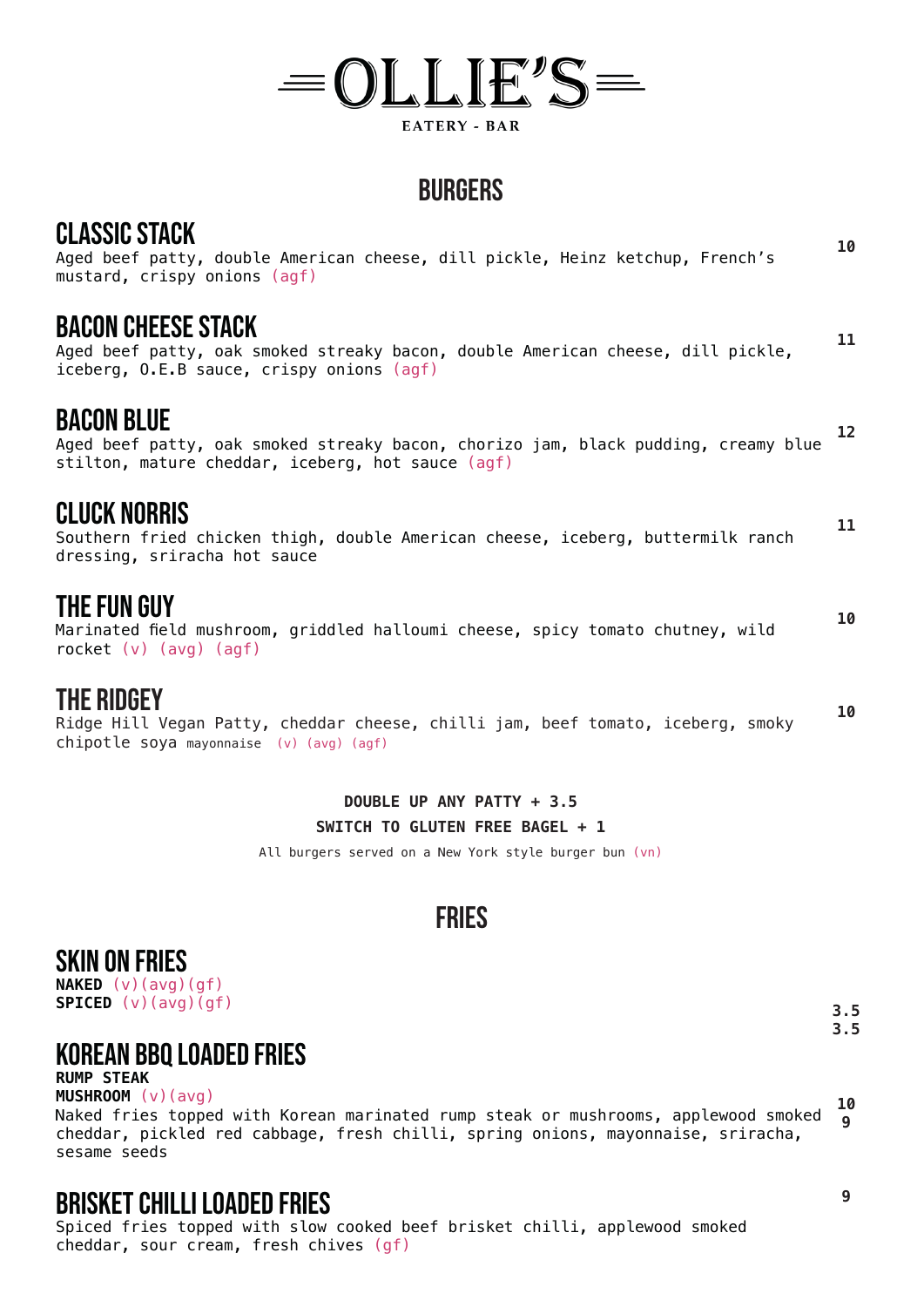# OLLIE'S

EATERY - BAR

## BURGERS

### CLASSIC STACK

Aged beef patty, double American cheese, dill pickle, Heinz ketchup, French's mustard, crispy onions (agf)

**10**

### BACON CHEESE STACK

Aged beef patty, oak smoked streaky bacon, double American cheese, dill pickle, iceberg, O.E.B sauce, crispy onions (agf)

**11**

### BACON BLUE

Aged beef patty, oak smoked streaky bacon, chorizo jam, black pudding, creamy blue stilton, mature cheddar, iceberg, hot sauce (agf)

**12**

### CLUCK NORRIS

Southern fried chicken thigh, double American cheese, iceberg, buttermilk ranch dressing, sriracha hot sauce

**11**

### THE FUN GUY

Marinated field mushroom, griddled halloumi cheese, spicy tomato chutney, wild rocket (v) (avg) (agf)

**10**

### THE RIDGEY

Ridge Hill Vegan Patty, cheddar cheese, chilli jam, beef tomato, iceberg, smoky chipotle soya mayonnaise (v) (avg) (agf)

**10**

**DOUBLE UP ANY PATTY + 3.5**

**SWITCH TO GLUTEN FREE BAGEL + 1**

All burgers served on a New York style burger bun (vn)

## FRIES

### SKIN ON FRIES

**NAKED** (v)(avg)(gf) — **3.5**

**SPICED** (v)(avg)(gf) — **3.5**

### KOREAN BBQ LOADED FRIES

**RUMP STEAK** — **10**

**MUSHROOM** (v)(avg) — **9**

Naked fries topped with Korean marinated rump steak or mushrooms, applewood smoked cheddar, pickled red cabbage, fresh chilli, spring onions, mayonnaise, sriracha, sesame seeds

### BRISKET CHILLI LOADED FRIES

Spiced fries topped with slow cooked beef brisket chilli, applewood smoked cheddar, sour cream, fresh chives (gf)

**9**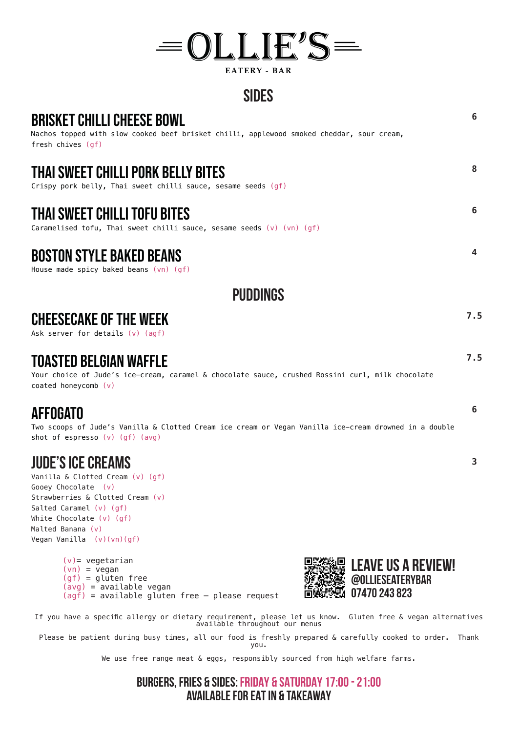# OLLIE'S

EATERY - BAR

## SIDES

### BRISKET CHILLI CHEESE BOWL
6

Nachos topped with slow cooked beef brisket chilli, applewood smoked cheddar, sour cream, fresh chives (gf)

### THAI SWEET CHILLI PORK BELLY BITES
8

Crispy pork belly, Thai sweet chilli sauce, sesame seeds (gf)

### THAI SWEET CHILLI TOFU BITES
6

Caramelised tofu, Thai sweet chilli sauce, sesame seeds (v) (vn) (gf)

### BOSTON STYLE BAKED BEANS
4

House made spicy baked beans (vn) (gf)

## PUDDINGS

### CHEESECAKE OF THE WEEK
7.5

Ask server for details (v) (agf)

### TOASTED BELGIAN WAFFLE
7.5

Your choice of Jude's ice-cream, caramel & chocolate sauce, crushed Rossini curl, milk chocolate coated honeycomb (v)

### AFFOGATO
6

Two scoops of Jude's Vanilla & Clotted Cream ice cream or Vegan Vanilla ice-cream drowned in a double shot of espresso (v) (gf) (avg)

### JUDE'S ICE CREAMS
3

Vanilla & Clotted Cream (v) (gf)
Gooey Chocolate (v)
Strawberries & Clotted Cream (v)
Salted Caramel (v) (gf)
White Chocolate (v) (gf)
Malted Banana (v)
Vegan Vanilla (v)(vn)(gf)

(v)= vegetarian
(vn) = vegan
(gf) = gluten free
(avg) = available vegan
(agf) = available gluten free - please request

**LEAVE US A REVIEW!**
**@OLLIESEATERYBAR**
**07470 243 823**

If you have a specific allergy or dietary requirement, please let us know. Gluten free & vegan alternatives available throughout our menus

Please be patient during busy times, all our food is freshly prepared & carefully cooked to order. Thank you.

We use free range meat & eggs, responsibly sourced from high welfare farms.

**BURGERS, FRIES & SIDES: FRIDAY & SATURDAY 17:00 - 21:00**
**AVAILABLE FOR EAT IN & TAKEAWAY**